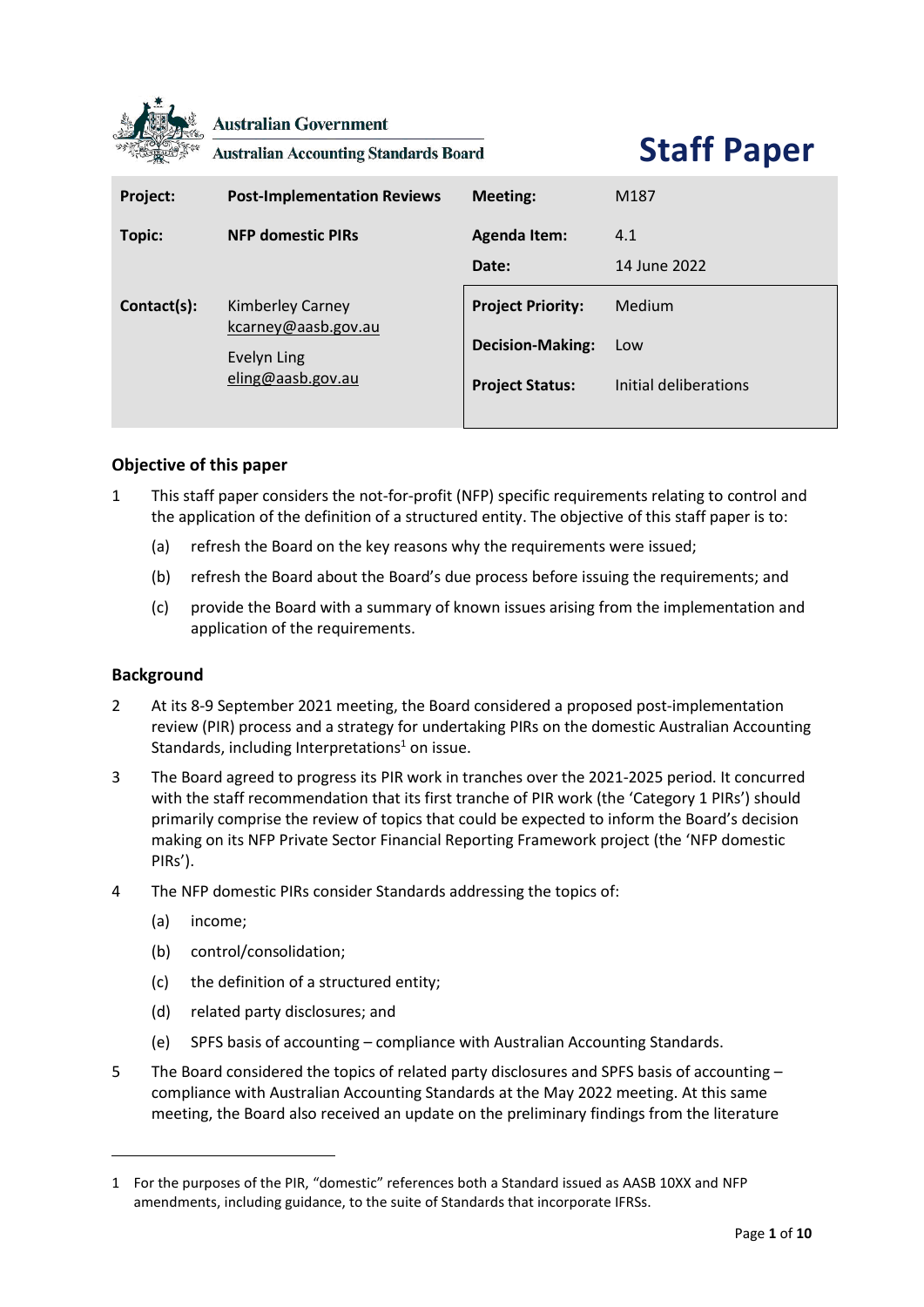Australian Government

Australian Accounting Standards Board

# Staff Paper

| Project: | Post-Implementation Reviews | Meeting: | M187 |
|---|---|---|---|
| Topic: | NFP domestic PIRs | Agenda Item: | 4.1 |
| | | Date: | 14 June 2022 |
| Contact(s): | Kimberley Carney<br>kcarney@aasb.gov.au<br>Evelyn Ling<br>eling@aasb.gov.au | Project Priority: | Medium |
| | | Decision-Making: | Low |
| | | Project Status: | Initial deliberations |

## Objective of this paper

1 This staff paper considers the not-for-profit (NFP) specific requirements relating to control and the application of the definition of a structured entity. The objective of this staff paper is to:

(a) refresh the Board on the key reasons why the requirements were issued;

(b) refresh the Board about the Board's due process before issuing the requirements; and

(c) provide the Board with a summary of known issues arising from the implementation and application of the requirements.

## Background

2 At its 8-9 September 2021 meeting, the Board considered a proposed post-implementation review (PIR) process and a strategy for undertaking PIRs on the domestic Australian Accounting Standards, including Interpretations[1] on issue.

3 The Board agreed to progress its PIR work in tranches over the 2021-2025 period. It concurred with the staff recommendation that its first tranche of PIR work (the 'Category 1 PIRs') should primarily comprise the review of topics that could be expected to inform the Board's decision making on its NFP Private Sector Financial Reporting Framework project (the 'NFP domestic PIRs').

4 The NFP domestic PIRs consider Standards addressing the topics of:

(a) income;

(b) control/consolidation;

(c) the definition of a structured entity;

(d) related party disclosures; and

(e) SPFS basis of accounting – compliance with Australian Accounting Standards.

5 The Board considered the topics of related party disclosures and SPFS basis of accounting – compliance with Australian Accounting Standards at the May 2022 meeting. At this same meeting, the Board also received an update on the preliminary findings from the literature

1 For the purposes of the PIR, "domestic" references both a Standard issued as AASB 10XX and NFP amendments, including guidance, to the suite of Standards that incorporate IFRSs.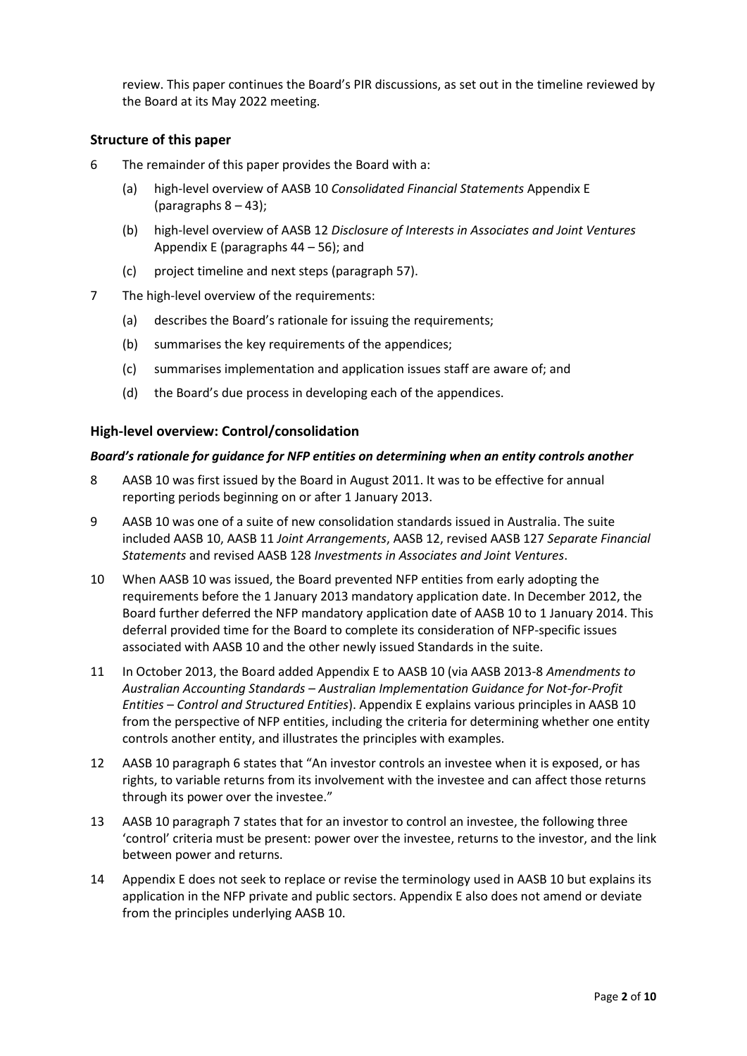review. This paper continues the Board's PIR discussions, as set out in the timeline reviewed by the Board at its May 2022 meeting.

## Structure of this paper

6 The remainder of this paper provides the Board with a:

(a) high-level overview of AASB 10 *Consolidated Financial Statements* Appendix E (paragraphs 8 – 43);

(b) high-level overview of AASB 12 *Disclosure of Interests in Associates and Joint Ventures* Appendix E (paragraphs 44 – 56); and

(c) project timeline and next steps (paragraph 57).

7 The high-level overview of the requirements:

(a) describes the Board's rationale for issuing the requirements;

(b) summarises the key requirements of the appendices;

(c) summarises implementation and application issues staff are aware of; and

(d) the Board's due process in developing each of the appendices.

## High-level overview: Control/consolidation

### *Board's rationale for guidance for NFP entities on determining when an entity controls another*

8 AASB 10 was first issued by the Board in August 2011. It was to be effective for annual reporting periods beginning on or after 1 January 2013.

9 AASB 10 was one of a suite of new consolidation standards issued in Australia. The suite included AASB 10, AASB 11 *Joint Arrangements*, AASB 12, revised AASB 127 *Separate Financial Statements* and revised AASB 128 *Investments in Associates and Joint Ventures*.

10 When AASB 10 was issued, the Board prevented NFP entities from early adopting the requirements before the 1 January 2013 mandatory application date. In December 2012, the Board further deferred the NFP mandatory application date of AASB 10 to 1 January 2014. This deferral provided time for the Board to complete its consideration of NFP-specific issues associated with AASB 10 and the other newly issued Standards in the suite.

11 In October 2013, the Board added Appendix E to AASB 10 (via AASB 2013-8 *Amendments to Australian Accounting Standards – Australian Implementation Guidance for Not-for-Profit Entities – Control and Structured Entities*). Appendix E explains various principles in AASB 10 from the perspective of NFP entities, including the criteria for determining whether one entity controls another entity, and illustrates the principles with examples.

12 AASB 10 paragraph 6 states that "An investor controls an investee when it is exposed, or has rights, to variable returns from its involvement with the investee and can affect those returns through its power over the investee."

13 AASB 10 paragraph 7 states that for an investor to control an investee, the following three 'control' criteria must be present: power over the investee, returns to the investor, and the link between power and returns.

14 Appendix E does not seek to replace or revise the terminology used in AASB 10 but explains its application in the NFP private and public sectors. Appendix E also does not amend or deviate from the principles underlying AASB 10.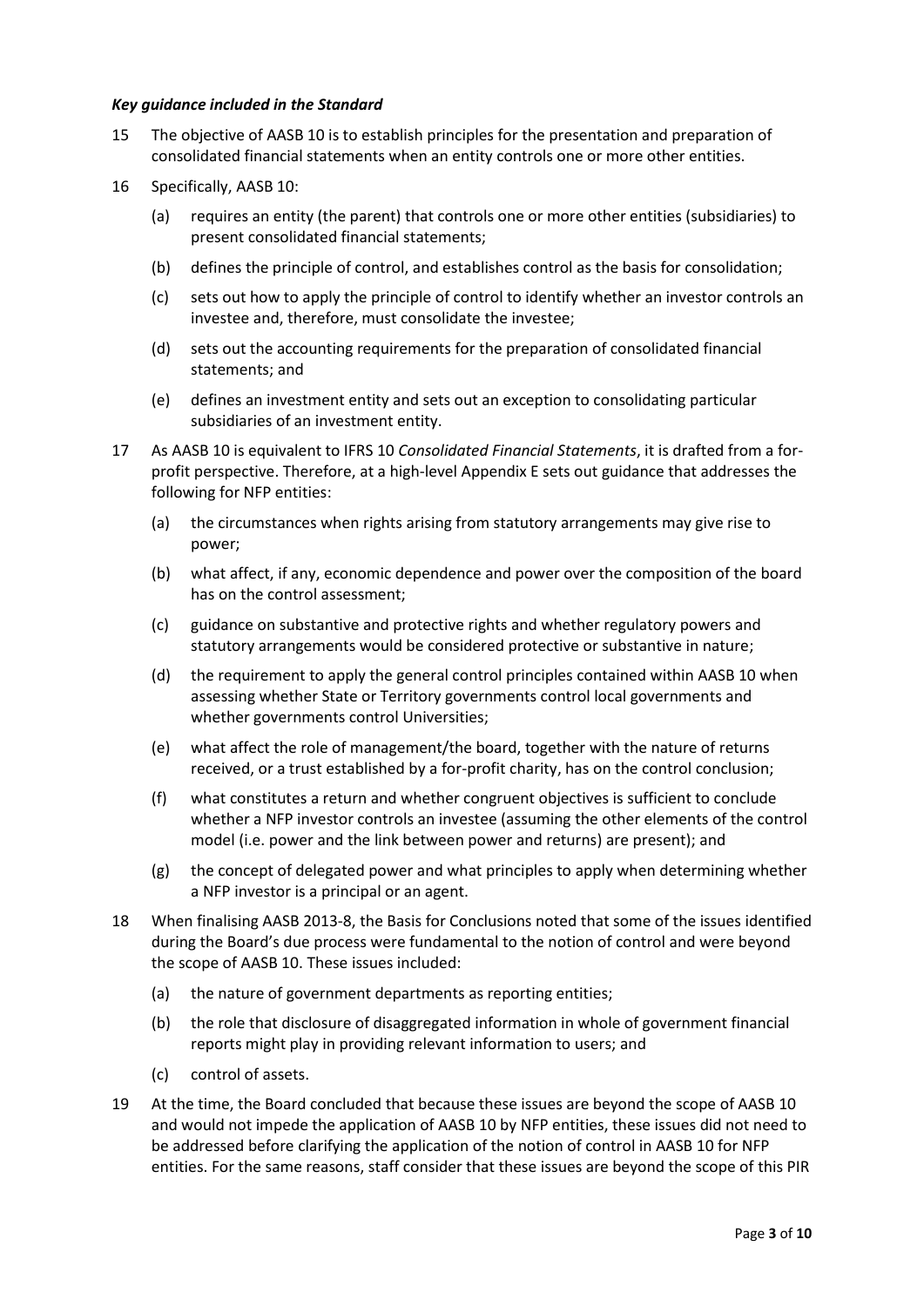### *Key guidance included in the Standard*

15 The objective of AASB 10 is to establish principles for the presentation and preparation of consolidated financial statements when an entity controls one or more other entities.

16 Specifically, AASB 10:

- (a) requires an entity (the parent) that controls one or more other entities (subsidiaries) to present consolidated financial statements;
- (b) defines the principle of control, and establishes control as the basis for consolidation;
- (c) sets out how to apply the principle of control to identify whether an investor controls an investee and, therefore, must consolidate the investee;
- (d) sets out the accounting requirements for the preparation of consolidated financial statements; and
- (e) defines an investment entity and sets out an exception to consolidating particular subsidiaries of an investment entity.

17 As AASB 10 is equivalent to IFRS 10 *Consolidated Financial Statements*, it is drafted from a for-profit perspective. Therefore, at a high-level Appendix E sets out guidance that addresses the following for NFP entities:

- (a) the circumstances when rights arising from statutory arrangements may give rise to power;
- (b) what affect, if any, economic dependence and power over the composition of the board has on the control assessment;
- (c) guidance on substantive and protective rights and whether regulatory powers and statutory arrangements would be considered protective or substantive in nature;
- (d) the requirement to apply the general control principles contained within AASB 10 when assessing whether State or Territory governments control local governments and whether governments control Universities;
- (e) what affect the role of management/the board, together with the nature of returns received, or a trust established by a for-profit charity, has on the control conclusion;
- (f) what constitutes a return and whether congruent objectives is sufficient to conclude whether a NFP investor controls an investee (assuming the other elements of the control model (i.e. power and the link between power and returns) are present); and
- (g) the concept of delegated power and what principles to apply when determining whether a NFP investor is a principal or an agent.

18 When finalising AASB 2013-8, the Basis for Conclusions noted that some of the issues identified during the Board's due process were fundamental to the notion of control and were beyond the scope of AASB 10. These issues included:

- (a) the nature of government departments as reporting entities;
- (b) the role that disclosure of disaggregated information in whole of government financial reports might play in providing relevant information to users; and
- (c) control of assets.

19 At the time, the Board concluded that because these issues are beyond the scope of AASB 10 and would not impede the application of AASB 10 by NFP entities, these issues did not need to be addressed before clarifying the application of the notion of control in AASB 10 for NFP entities. For the same reasons, staff consider that these issues are beyond the scope of this PIR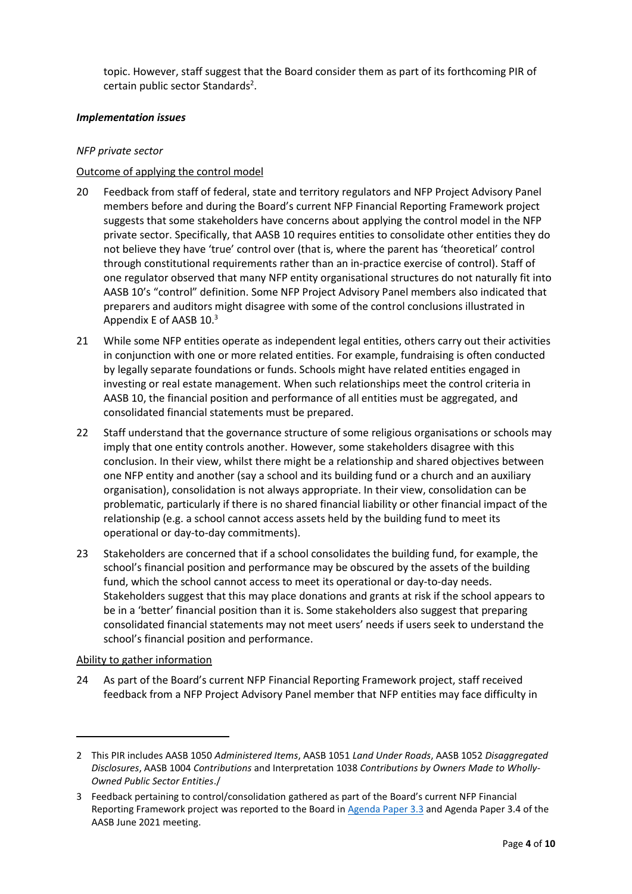topic. However, staff suggest that the Board consider them as part of its forthcoming PIR of certain public sector Standards[2].

***Implementation issues***

*NFP private sector*

Outcome of applying the control model

20 Feedback from staff of federal, state and territory regulators and NFP Project Advisory Panel members before and during the Board's current NFP Financial Reporting Framework project suggests that some stakeholders have concerns about applying the control model in the NFP private sector. Specifically, that AASB 10 requires entities to consolidate other entities they do not believe they have 'true' control over (that is, where the parent has 'theoretical' control through constitutional requirements rather than an in-practice exercise of control). Staff of one regulator observed that many NFP entity organisational structures do not naturally fit into AASB 10's "control" definition. Some NFP Project Advisory Panel members also indicated that preparers and auditors might disagree with some of the control conclusions illustrated in Appendix E of AASB 10.[3]

21 While some NFP entities operate as independent legal entities, others carry out their activities in conjunction with one or more related entities. For example, fundraising is often conducted by legally separate foundations or funds. Schools might have related entities engaged in investing or real estate management. When such relationships meet the control criteria in AASB 10, the financial position and performance of all entities must be aggregated, and consolidated financial statements must be prepared.

22 Staff understand that the governance structure of some religious organisations or schools may imply that one entity controls another. However, some stakeholders disagree with this conclusion. In their view, whilst there might be a relationship and shared objectives between one NFP entity and another (say a school and its building fund or a church and an auxiliary organisation), consolidation is not always appropriate. In their view, consolidation can be problematic, particularly if there is no shared financial liability or other financial impact of the relationship (e.g. a school cannot access assets held by the building fund to meet its operational or day-to-day commitments).

23 Stakeholders are concerned that if a school consolidates the building fund, for example, the school's financial position and performance may be obscured by the assets of the building fund, which the school cannot access to meet its operational or day-to-day needs. Stakeholders suggest that this may place donations and grants at risk if the school appears to be in a 'better' financial position than it is. Some stakeholders also suggest that preparing consolidated financial statements may not meet users' needs if users seek to understand the school's financial position and performance.

Ability to gather information

24 As part of the Board's current NFP Financial Reporting Framework project, staff received feedback from a NFP Project Advisory Panel member that NFP entities may face difficulty in

---

2 This PIR includes AASB 1050 *Administered Items*, AASB 1051 *Land Under Roads*, AASB 1052 *Disaggregated Disclosures*, AASB 1004 *Contributions* and Interpretation 1038 *Contributions by Owners Made to Wholly-Owned Public Sector Entities*./

3 Feedback pertaining to control/consolidation gathered as part of the Board's current NFP Financial Reporting Framework project was reported to the Board in Agenda Paper 3.3 and Agenda Paper 3.4 of the AASB June 2021 meeting.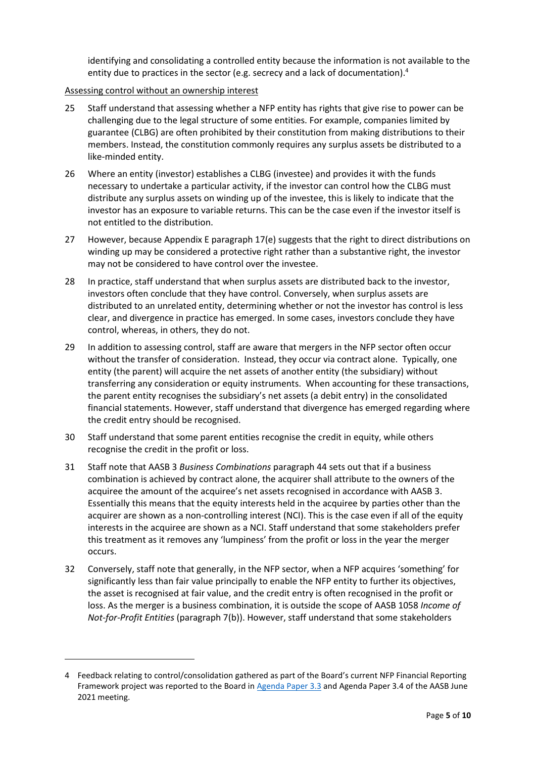identifying and consolidating a controlled entity because the information is not available to the entity due to practices in the sector (e.g. secrecy and a lack of documentation).[4]

Assessing control without an ownership interest

25 Staff understand that assessing whether a NFP entity has rights that give rise to power can be challenging due to the legal structure of some entities. For example, companies limited by guarantee (CLBG) are often prohibited by their constitution from making distributions to their members. Instead, the constitution commonly requires any surplus assets be distributed to a like-minded entity.

26 Where an entity (investor) establishes a CLBG (investee) and provides it with the funds necessary to undertake a particular activity, if the investor can control how the CLBG must distribute any surplus assets on winding up of the investee, this is likely to indicate that the investor has an exposure to variable returns. This can be the case even if the investor itself is not entitled to the distribution.

27 However, because Appendix E paragraph 17(e) suggests that the right to direct distributions on winding up may be considered a protective right rather than a substantive right, the investor may not be considered to have control over the investee.

28 In practice, staff understand that when surplus assets are distributed back to the investor, investors often conclude that they have control. Conversely, when surplus assets are distributed to an unrelated entity, determining whether or not the investor has control is less clear, and divergence in practice has emerged. In some cases, investors conclude they have control, whereas, in others, they do not.

29 In addition to assessing control, staff are aware that mergers in the NFP sector often occur without the transfer of consideration. Instead, they occur via contract alone. Typically, one entity (the parent) will acquire the net assets of another entity (the subsidiary) without transferring any consideration or equity instruments. When accounting for these transactions, the parent entity recognises the subsidiary's net assets (a debit entry) in the consolidated financial statements. However, staff understand that divergence has emerged regarding where the credit entry should be recognised.

30 Staff understand that some parent entities recognise the credit in equity, while others recognise the credit in the profit or loss.

31 Staff note that AASB 3 *Business Combinations* paragraph 44 sets out that if a business combination is achieved by contract alone, the acquirer shall attribute to the owners of the acquiree the amount of the acquiree's net assets recognised in accordance with AASB 3. Essentially this means that the equity interests held in the acquiree by parties other than the acquirer are shown as a non-controlling interest (NCI). This is the case even if all of the equity interests in the acquiree are shown as a NCI. Staff understand that some stakeholders prefer this treatment as it removes any 'lumpiness' from the profit or loss in the year the merger occurs.

32 Conversely, staff note that generally, in the NFP sector, when a NFP acquires 'something' for significantly less than fair value principally to enable the NFP entity to further its objectives, the asset is recognised at fair value, and the credit entry is often recognised in the profit or loss. As the merger is a business combination, it is outside the scope of AASB 1058 *Income of Not-for-Profit Entities* (paragraph 7(b)). However, staff understand that some stakeholders

---

[4] Feedback relating to control/consolidation gathered as part of the Board's current NFP Financial Reporting Framework project was reported to the Board in Agenda Paper 3.3 and Agenda Paper 3.4 of the AASB June 2021 meeting.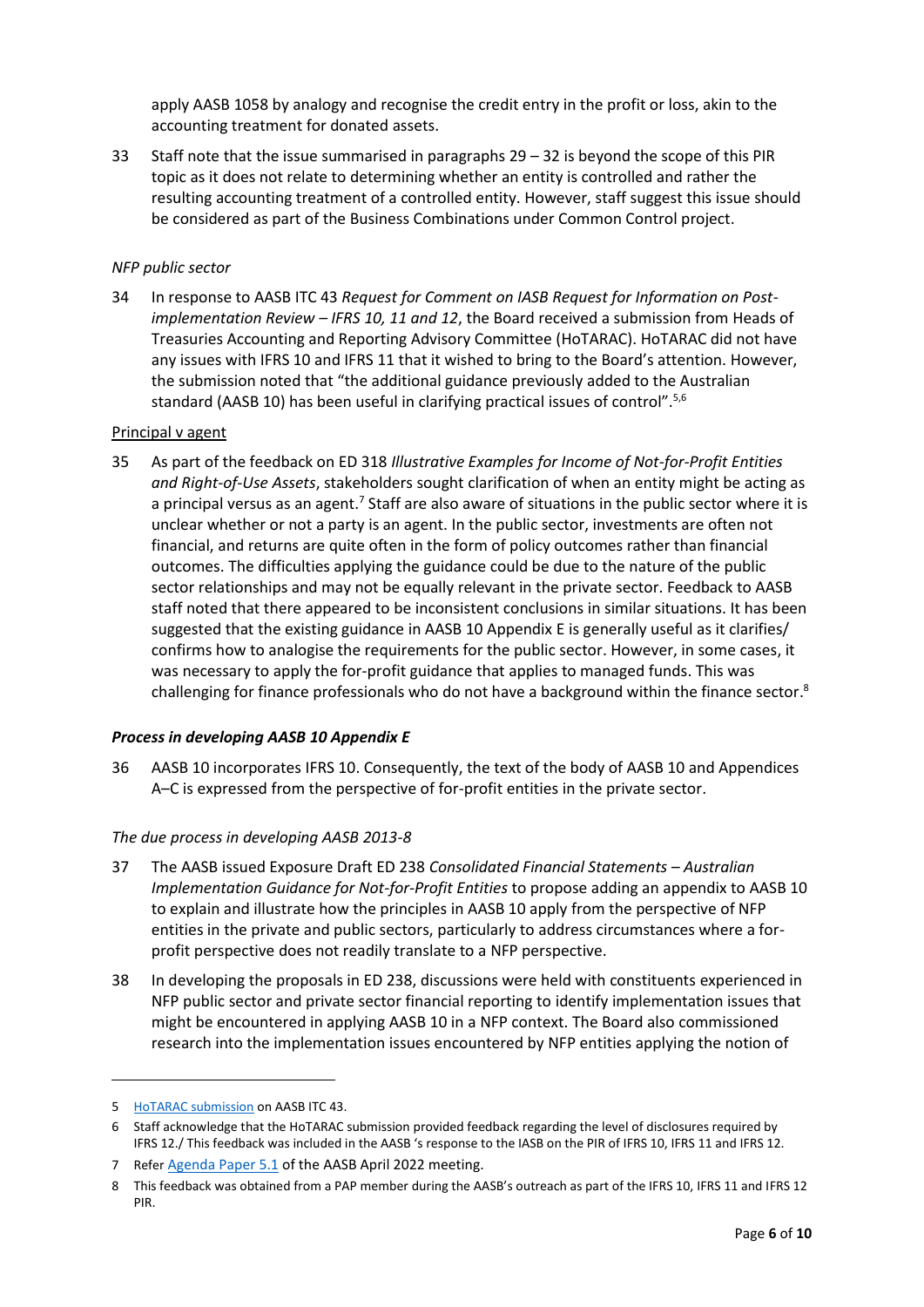apply AASB 1058 by analogy and recognise the credit entry in the profit or loss, akin to the accounting treatment for donated assets.

33 Staff note that the issue summarised in paragraphs 29 – 32 is beyond the scope of this PIR topic as it does not relate to determining whether an entity is controlled and rather the resulting accounting treatment of a controlled entity. However, staff suggest this issue should be considered as part of the Business Combinations under Common Control project.

*NFP public sector*

34 In response to AASB ITC 43 *Request for Comment on IASB Request for Information on Post-implementation Review – IFRS 10, 11 and 12*, the Board received a submission from Heads of Treasuries Accounting and Reporting Advisory Committee (HoTARAC). HoTARAC did not have any issues with IFRS 10 and IFRS 11 that it wished to bring to the Board's attention. However, the submission noted that "the additional guidance previously added to the Australian standard (AASB 10) has been useful in clarifying practical issues of control".[5,6]

Principal v agent

35 As part of the feedback on ED 318 *Illustrative Examples for Income of Not-for-Profit Entities and Right-of-Use Assets*, stakeholders sought clarification of when an entity might be acting as a principal versus as an agent.[7] Staff are also aware of situations in the public sector where it is unclear whether or not a party is an agent. In the public sector, investments are often not financial, and returns are quite often in the form of policy outcomes rather than financial outcomes. The difficulties applying the guidance could be due to the nature of the public sector relationships and may not be equally relevant in the private sector. Feedback to AASB staff noted that there appeared to be inconsistent conclusions in similar situations. It has been suggested that the existing guidance in AASB 10 Appendix E is generally useful as it clarifies/ confirms how to analogise the requirements for the public sector. However, in some cases, it was necessary to apply the for-profit guidance that applies to managed funds. This was challenging for finance professionals who do not have a background within the finance sector.[8]

### *Process in developing AASB 10 Appendix E*

36 AASB 10 incorporates IFRS 10. Consequently, the text of the body of AASB 10 and Appendices A–C is expressed from the perspective of for-profit entities in the private sector.

*The due process in developing AASB 2013-8*

37 The AASB issued Exposure Draft ED 238 *Consolidated Financial Statements – Australian Implementation Guidance for Not-for-Profit Entities* to propose adding an appendix to AASB 10 to explain and illustrate how the principles in AASB 10 apply from the perspective of NFP entities in the private and public sectors, particularly to address circumstances where a for-profit perspective does not readily translate to a NFP perspective.

38 In developing the proposals in ED 238, discussions were held with constituents experienced in NFP public sector and private sector financial reporting to identify implementation issues that might be encountered in applying AASB 10 in a NFP context. The Board also commissioned research into the implementation issues encountered by NFP entities applying the notion of

---

5 HoTARAC submission on AASB ITC 43.

6 Staff acknowledge that the HoTARAC submission provided feedback regarding the level of disclosures required by IFRS 12./ This feedback was included in the AASB 's response to the IASB on the PIR of IFRS 10, IFRS 11 and IFRS 12.

7 Refer Agenda Paper 5.1 of the AASB April 2022 meeting.

8 This feedback was obtained from a PAP member during the AASB's outreach as part of the IFRS 10, IFRS 11 and IFRS 12 PIR.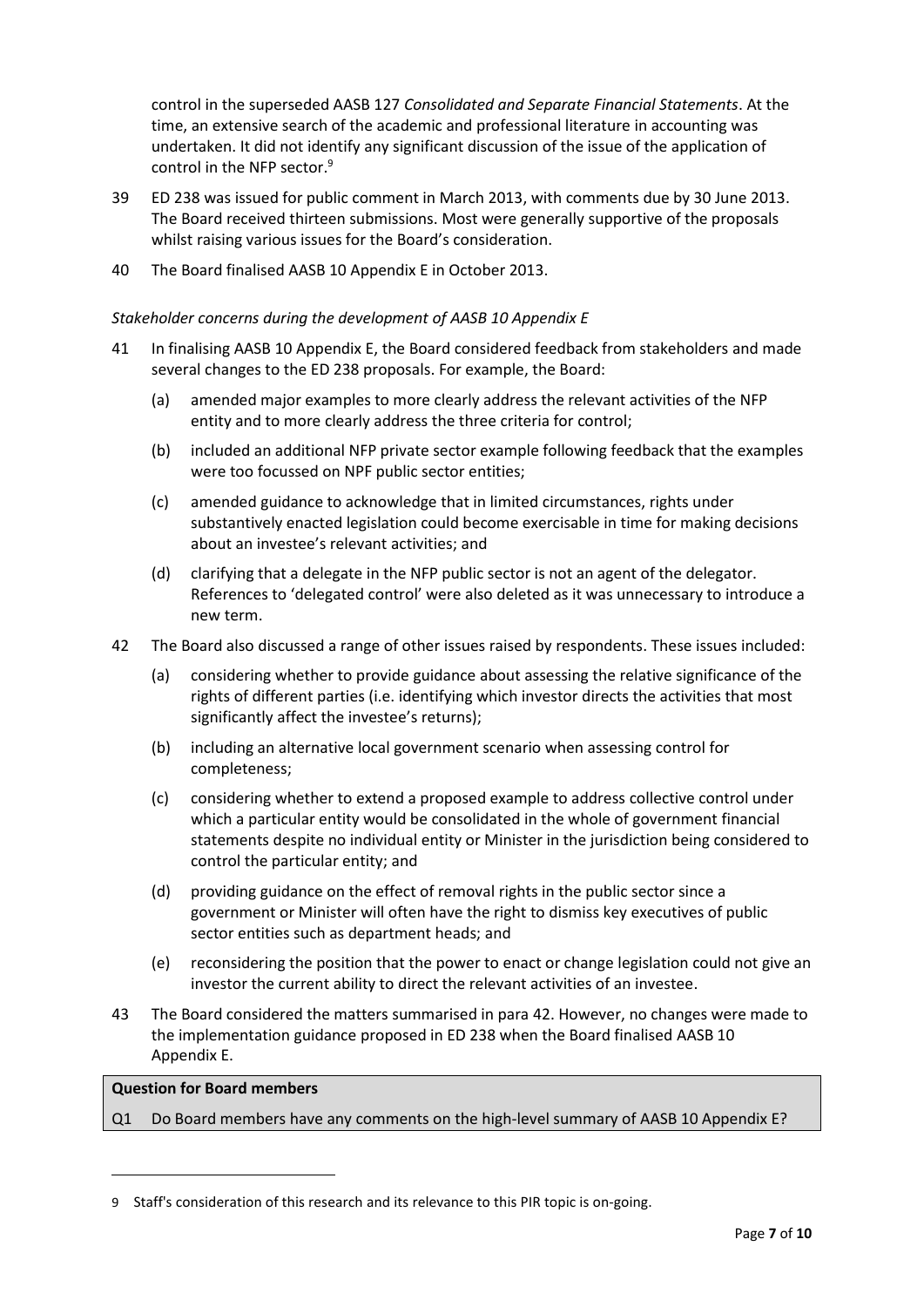control in the superseded AASB 127 *Consolidated and Separate Financial Statements*. At the time, an extensive search of the academic and professional literature in accounting was undertaken. It did not identify any significant discussion of the issue of the application of control in the NFP sector.[9]

39 ED 238 was issued for public comment in March 2013, with comments due by 30 June 2013. The Board received thirteen submissions. Most were generally supportive of the proposals whilst raising various issues for the Board's consideration.

40 The Board finalised AASB 10 Appendix E in October 2013.

*Stakeholder concerns during the development of AASB 10 Appendix E*

41 In finalising AASB 10 Appendix E, the Board considered feedback from stakeholders and made several changes to the ED 238 proposals. For example, the Board:

(a) amended major examples to more clearly address the relevant activities of the NFP entity and to more clearly address the three criteria for control;

(b) included an additional NFP private sector example following feedback that the examples were too focussed on NPF public sector entities;

(c) amended guidance to acknowledge that in limited circumstances, rights under substantively enacted legislation could become exercisable in time for making decisions about an investee's relevant activities; and

(d) clarifying that a delegate in the NFP public sector is not an agent of the delegator. References to 'delegated control' were also deleted as it was unnecessary to introduce a new term.

42 The Board also discussed a range of other issues raised by respondents. These issues included:

(a) considering whether to provide guidance about assessing the relative significance of the rights of different parties (i.e. identifying which investor directs the activities that most significantly affect the investee's returns);

(b) including an alternative local government scenario when assessing control for completeness;

(c) considering whether to extend a proposed example to address collective control under which a particular entity would be consolidated in the whole of government financial statements despite no individual entity or Minister in the jurisdiction being considered to control the particular entity; and

(d) providing guidance on the effect of removal rights in the public sector since a government or Minister will often have the right to dismiss key executives of public sector entities such as department heads; and

(e) reconsidering the position that the power to enact or change legislation could not give an investor the current ability to direct the relevant activities of an investee.

43 The Board considered the matters summarised in para 42. However, no changes were made to the implementation guidance proposed in ED 238 when the Board finalised AASB 10 Appendix E.

**Question for Board members**

Q1 Do Board members have any comments on the high-level summary of AASB 10 Appendix E?

---

9 Staff's consideration of this research and its relevance to this PIR topic is on-going.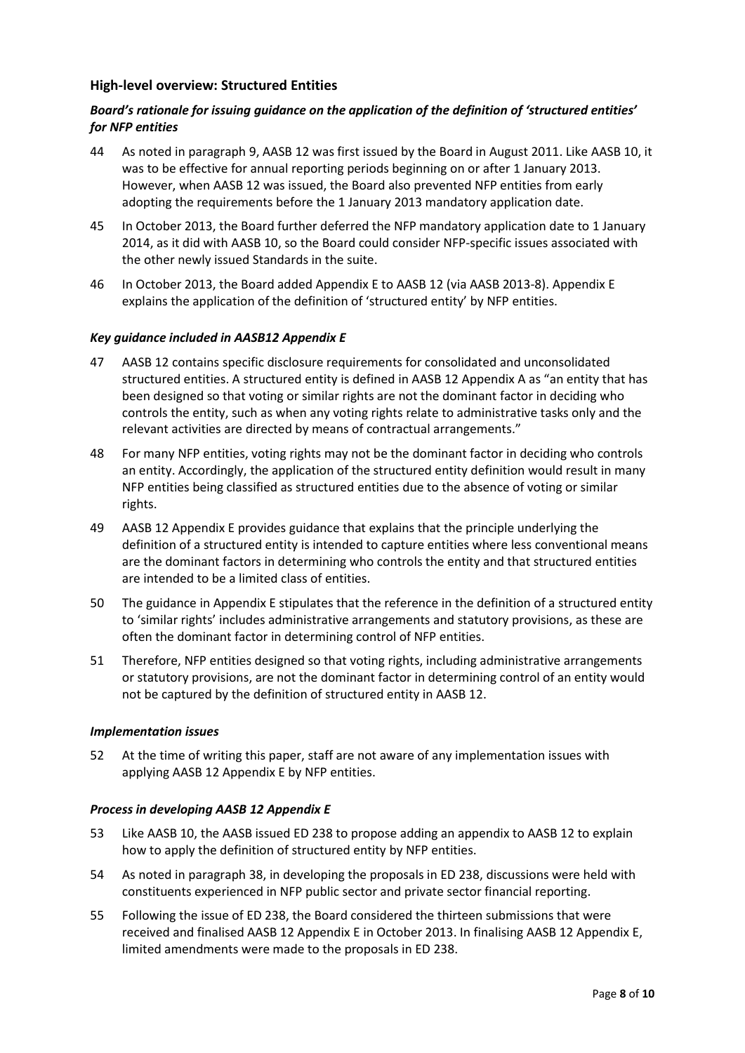## High-level overview: Structured Entities

### *Board's rationale for issuing guidance on the application of the definition of 'structured entities' for NFP entities*

44 As noted in paragraph 9, AASB 12 was first issued by the Board in August 2011. Like AASB 10, it was to be effective for annual reporting periods beginning on or after 1 January 2013. However, when AASB 12 was issued, the Board also prevented NFP entities from early adopting the requirements before the 1 January 2013 mandatory application date.

45 In October 2013, the Board further deferred the NFP mandatory application date to 1 January 2014, as it did with AASB 10, so the Board could consider NFP-specific issues associated with the other newly issued Standards in the suite.

46 In October 2013, the Board added Appendix E to AASB 12 (via AASB 2013-8). Appendix E explains the application of the definition of 'structured entity' by NFP entities.

### *Key guidance included in AASB12 Appendix E*

47 AASB 12 contains specific disclosure requirements for consolidated and unconsolidated structured entities. A structured entity is defined in AASB 12 Appendix A as "an entity that has been designed so that voting or similar rights are not the dominant factor in deciding who controls the entity, such as when any voting rights relate to administrative tasks only and the relevant activities are directed by means of contractual arrangements."

48 For many NFP entities, voting rights may not be the dominant factor in deciding who controls an entity. Accordingly, the application of the structured entity definition would result in many NFP entities being classified as structured entities due to the absence of voting or similar rights.

49 AASB 12 Appendix E provides guidance that explains that the principle underlying the definition of a structured entity is intended to capture entities where less conventional means are the dominant factors in determining who controls the entity and that structured entities are intended to be a limited class of entities.

50 The guidance in Appendix E stipulates that the reference in the definition of a structured entity to 'similar rights' includes administrative arrangements and statutory provisions, as these are often the dominant factor in determining control of NFP entities.

51 Therefore, NFP entities designed so that voting rights, including administrative arrangements or statutory provisions, are not the dominant factor in determining control of an entity would not be captured by the definition of structured entity in AASB 12.

### *Implementation issues*

52 At the time of writing this paper, staff are not aware of any implementation issues with applying AASB 12 Appendix E by NFP entities.

### *Process in developing AASB 12 Appendix E*

53 Like AASB 10, the AASB issued ED 238 to propose adding an appendix to AASB 12 to explain how to apply the definition of structured entity by NFP entities.

54 As noted in paragraph 38, in developing the proposals in ED 238, discussions were held with constituents experienced in NFP public sector and private sector financial reporting.

55 Following the issue of ED 238, the Board considered the thirteen submissions that were received and finalised AASB 12 Appendix E in October 2013. In finalising AASB 12 Appendix E, limited amendments were made to the proposals in ED 238.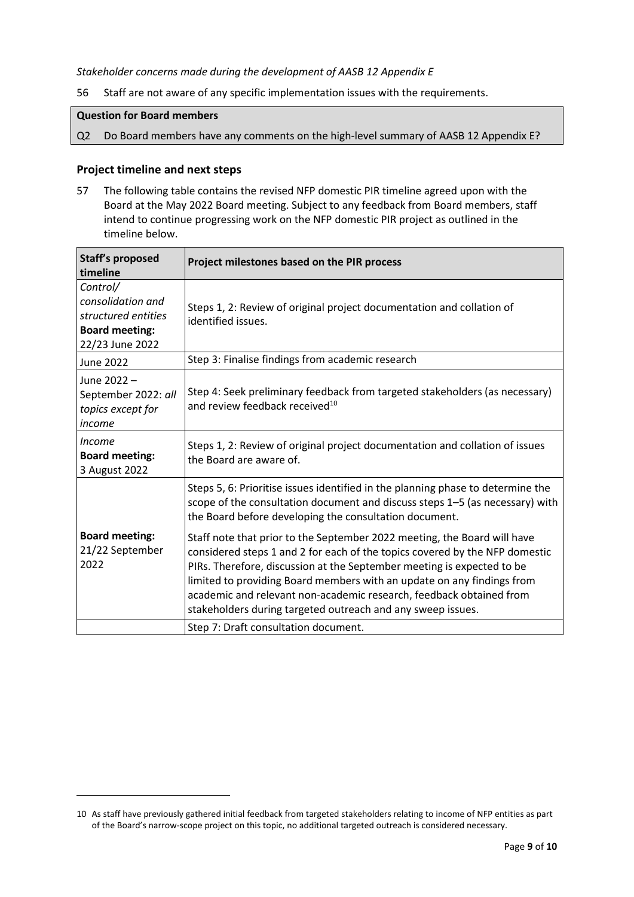*Stakeholder concerns made during the development of AASB 12 Appendix E*

56 Staff are not aware of any specific implementation issues with the requirements.

| **Question for Board members** |
|---|
| Q2 Do Board members have any comments on the high-level summary of AASB 12 Appendix E? |

## Project timeline and next steps

57 The following table contains the revised NFP domestic PIR timeline agreed upon with the Board at the May 2022 Board meeting. Subject to any feedback from Board members, staff intend to continue progressing work on the NFP domestic PIR project as outlined in the timeline below.

| Staff's proposed timeline | Project milestones based on the PIR process |
|---|---|
| *Control/ consolidation and structured entities* **Board meeting:** 22/23 June 2022 | Steps 1, 2: Review of original project documentation and collation of identified issues. |
| June 2022 | Step 3: Finalise findings from academic research |
| June 2022 – September 2022: *all topics except for income* | Step 4: Seek preliminary feedback from targeted stakeholders (as necessary) and review feedback received[10] |
| *Income* **Board meeting:** 3 August 2022 | Steps 1, 2: Review of original project documentation and collation of issues the Board are aware of. |
| **Board meeting:** 21/22 September 2022 | Steps 5, 6: Prioritise issues identified in the planning phase to determine the scope of the consultation document and discuss steps 1–5 (as necessary) with the Board before developing the consultation document.<br><br>Staff note that prior to the September 2022 meeting, the Board will have considered steps 1 and 2 for each of the topics covered by the NFP domestic PIRs. Therefore, discussion at the September meeting is expected to be limited to providing Board members with an update on any findings from academic and relevant non-academic research, feedback obtained from stakeholders during targeted outreach and any sweep issues. |
| | Step 7: Draft consultation document. |

10 As staff have previously gathered initial feedback from targeted stakeholders relating to income of NFP entities as part of the Board's narrow-scope project on this topic, no additional targeted outreach is considered necessary.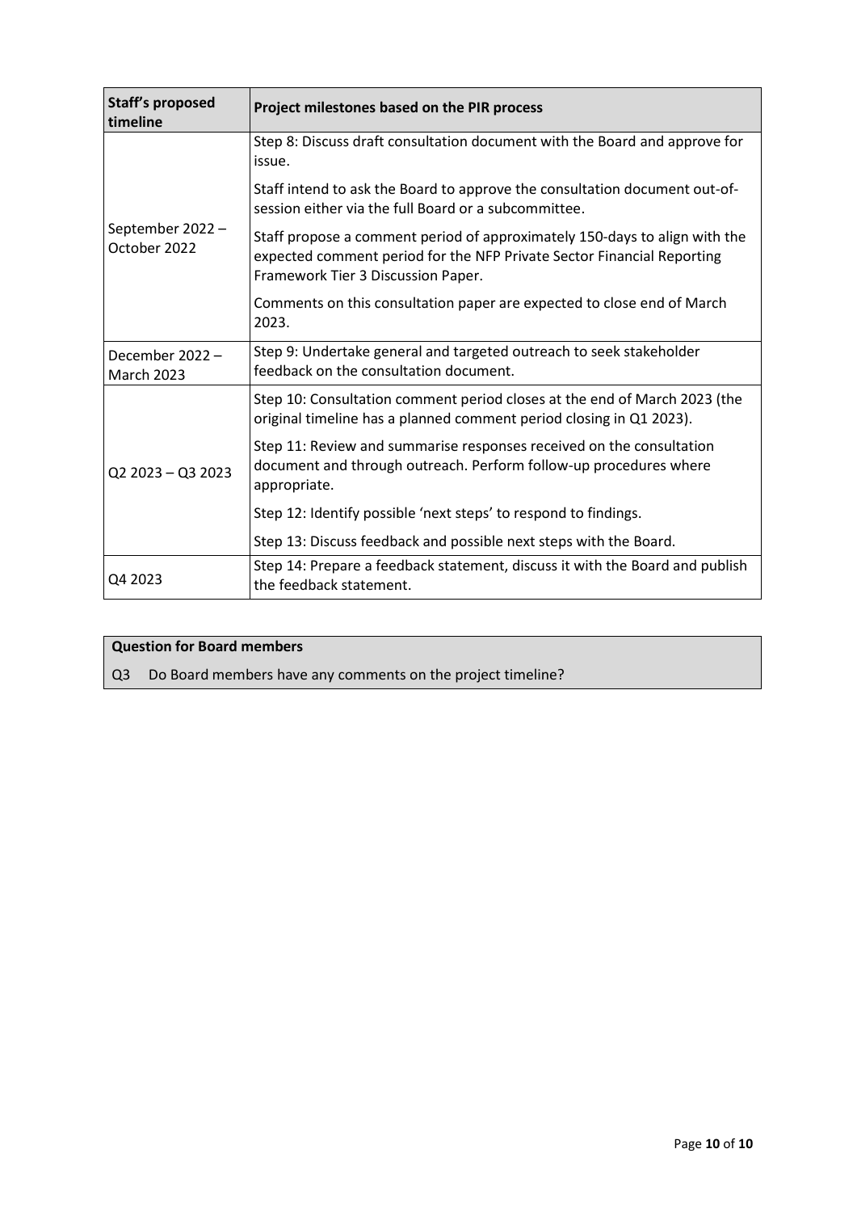| Staff's proposed timeline | Project milestones based on the PIR process |
|---|---|
| September 2022 – October 2022 | Step 8: Discuss draft consultation document with the Board and approve for issue.<br><br>Staff intend to ask the Board to approve the consultation document out-of-session either via the full Board or a subcommittee.<br><br>Staff propose a comment period of approximately 150-days to align with the expected comment period for the NFP Private Sector Financial Reporting Framework Tier 3 Discussion Paper.<br><br>Comments on this consultation paper are expected to close end of March 2023. |
| December 2022 – March 2023 | Step 9: Undertake general and targeted outreach to seek stakeholder feedback on the consultation document. |
| Q2 2023 – Q3 2023 | Step 10: Consultation comment period closes at the end of March 2023 (the original timeline has a planned comment period closing in Q1 2023).<br><br>Step 11: Review and summarise responses received on the consultation document and through outreach. Perform follow-up procedures where appropriate.<br><br>Step 12: Identify possible 'next steps' to respond to findings.<br><br>Step 13: Discuss feedback and possible next steps with the Board. |
| Q4 2023 | Step 14: Prepare a feedback statement, discuss it with the Board and publish the feedback statement. |

| Question for Board members |
|---|
| Q3 Do Board members have any comments on the project timeline? |